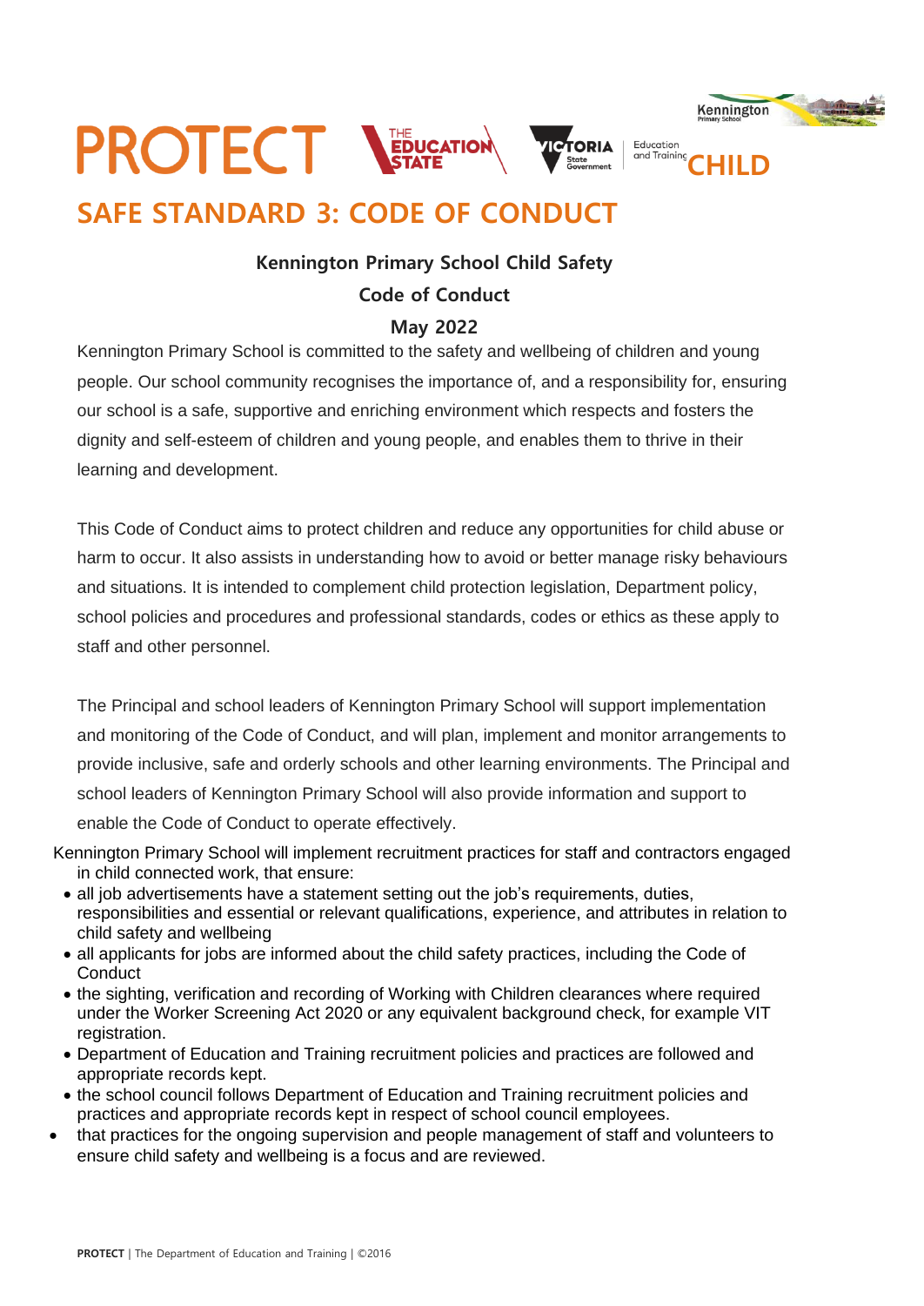# PROTECT

CHILD

## SAFE STANDARD 3: CODE OF CONDUCT

**Kennington Primary School Child Safety**

**Code of Conduct**

**May 2022**

Kennington Primary School is committed to the safety and wellbeing of children and young people. Our school community recognises the importance of, and a responsibility for, ensuring our school is a safe, supportive and enriching environment which respects and fosters the dignity and self-esteem of children and young people, and enables them to thrive in their learning and development.

This Code of Conduct aims to protect children and reduce any opportunities for child abuse or harm to occur. It also assists in understanding how to avoid or better manage risky behaviours and situations. It is intended to complement child protection legislation, Department policy, school policies and procedures and professional standards, codes or ethics as these apply to staff and other personnel.

The Principal and school leaders of Kennington Primary School will support implementation and monitoring of the Code of Conduct, and will plan, implement and monitor arrangements to provide inclusive, safe and orderly schools and other learning environments. The Principal and school leaders of Kennington Primary School will also provide information and support to enable the Code of Conduct to operate effectively.

Kennington Primary School will implement recruitment practices for staff and contractors engaged in child connected work, that ensure:

- all job advertisements have a statement setting out the job's requirements, duties, responsibilities and essential or relevant qualifications, experience, and attributes in relation to child safety and wellbeing
- all applicants for jobs are informed about the child safety practices, including the Code of Conduct
- the sighting, verification and recording of Working with Children clearances where required under the Worker Screening Act 2020 or any equivalent background check, for example VIT registration.
- Department of Education and Training recruitment policies and practices are followed and appropriate records kept.
- the school council follows Department of Education and Training recruitment policies and practices and appropriate records kept in respect of school council employees.
- that practices for the ongoing supervision and people management of staff and volunteers to ensure child safety and wellbeing is a focus and are reviewed.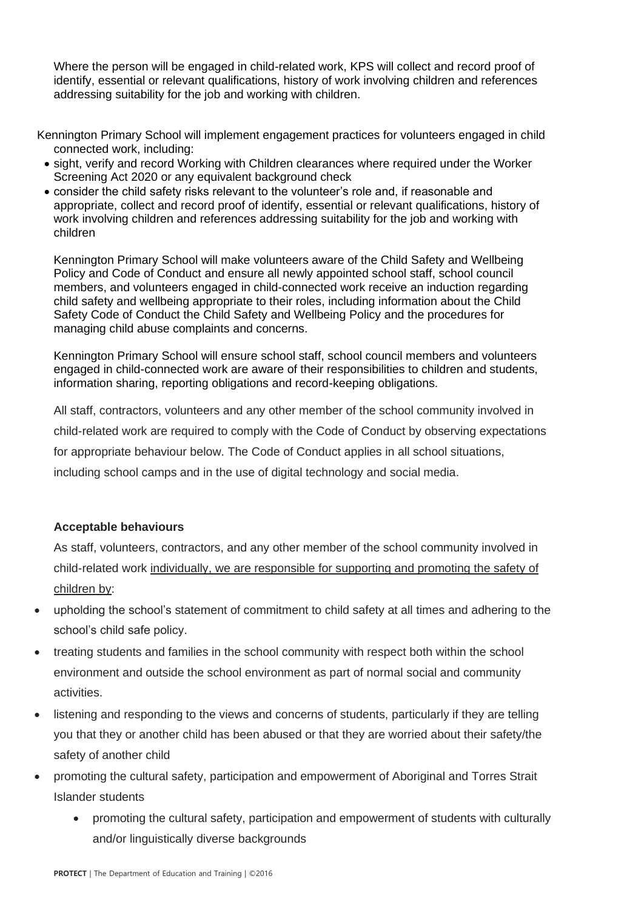Where the person will be engaged in child-related work, KPS will collect and record proof of identify, essential or relevant qualifications, history of work involving children and references addressing suitability for the job and working with children.

Kennington Primary School will implement engagement practices for volunteers engaged in child connected work, including:

- sight, verify and record Working with Children clearances where required under the Worker Screening Act 2020 or any equivalent background check
- consider the child safety risks relevant to the volunteer's role and, if reasonable and appropriate, collect and record proof of identify, essential or relevant qualifications, history of work involving children and references addressing suitability for the job and working with children

Kennington Primary School will make volunteers aware of the Child Safety and Wellbeing Policy and Code of Conduct and ensure all newly appointed school staff, school council members, and volunteers engaged in child-connected work receive an induction regarding child safety and wellbeing appropriate to their roles, including information about the Child Safety Code of Conduct the Child Safety and Wellbeing Policy and the procedures for managing child abuse complaints and concerns.

Kennington Primary School will ensure school staff, school council members and volunteers engaged in child-connected work are aware of their responsibilities to children and students, information sharing, reporting obligations and record-keeping obligations.

All staff, contractors, volunteers and any other member of the school community involved in child-related work are required to comply with the Code of Conduct by observing expectations for appropriate behaviour below. The Code of Conduct applies in all school situations, including school camps and in the use of digital technology and social media.

**Acceptable behaviours**

As staff, volunteers, contractors, and any other member of the school community involved in child-related work individually, we are responsible for supporting and promoting the safety of children by:

- upholding the school's statement of commitment to child safety at all times and adhering to the school's child safe policy.
- treating students and families in the school community with respect both within the school environment and outside the school environment as part of normal social and community activities.
- listening and responding to the views and concerns of students, particularly if they are telling you that they or another child has been abused or that they are worried about their safety/the safety of another child
- promoting the cultural safety, participation and empowerment of Aboriginal and Torres Strait Islander students
  - promoting the cultural safety, participation and empowerment of students with culturally and/or linguistically diverse backgrounds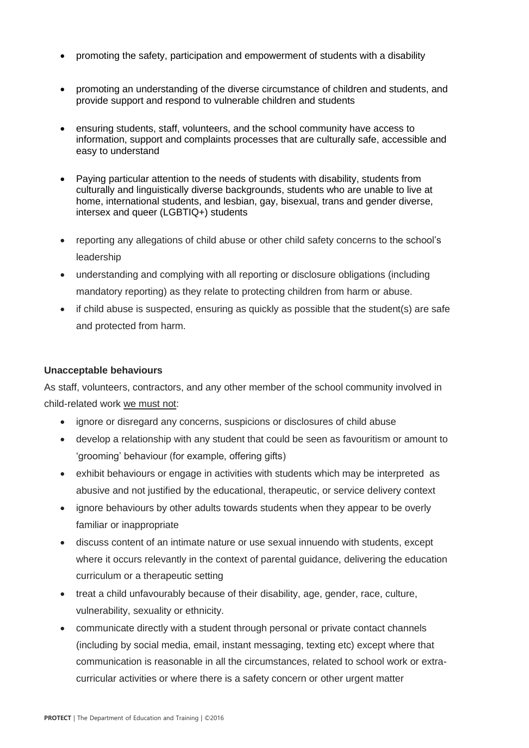- promoting the safety, participation and empowerment of students with a disability
- promoting an understanding of the diverse circumstance of children and students, and provide support and respond to vulnerable children and students
- ensuring students, staff, volunteers, and the school community have access to information, support and complaints processes that are culturally safe, accessible and easy to understand
- Paying particular attention to the needs of students with disability, students from culturally and linguistically diverse backgrounds, students who are unable to live at home, international students, and lesbian, gay, bisexual, trans and gender diverse, intersex and queer (LGBTIQ+) students
- reporting any allegations of child abuse or other child safety concerns to the school's leadership
- understanding and complying with all reporting or disclosure obligations (including mandatory reporting) as they relate to protecting children from harm or abuse.
- if child abuse is suspected, ensuring as quickly as possible that the student(s) are safe and protected from harm.

**Unacceptable behaviours**

As staff, volunteers, contractors, and any other member of the school community involved in child-related work <u>we must not</u>:

- ignore or disregard any concerns, suspicions or disclosures of child abuse
- develop a relationship with any student that could be seen as favouritism or amount to 'grooming' behaviour (for example, offering gifts)
- exhibit behaviours or engage in activities with students which may be interpreted as abusive and not justified by the educational, therapeutic, or service delivery context
- ignore behaviours by other adults towards students when they appear to be overly familiar or inappropriate
- discuss content of an intimate nature or use sexual innuendo with students, except where it occurs relevantly in the context of parental guidance, delivering the education curriculum or a therapeutic setting
- treat a child unfavourably because of their disability, age, gender, race, culture, vulnerability, sexuality or ethnicity.
- communicate directly with a student through personal or private contact channels (including by social media, email, instant messaging, texting etc) except where that communication is reasonable in all the circumstances, related to school work or extra-curricular activities or where there is a safety concern or other urgent matter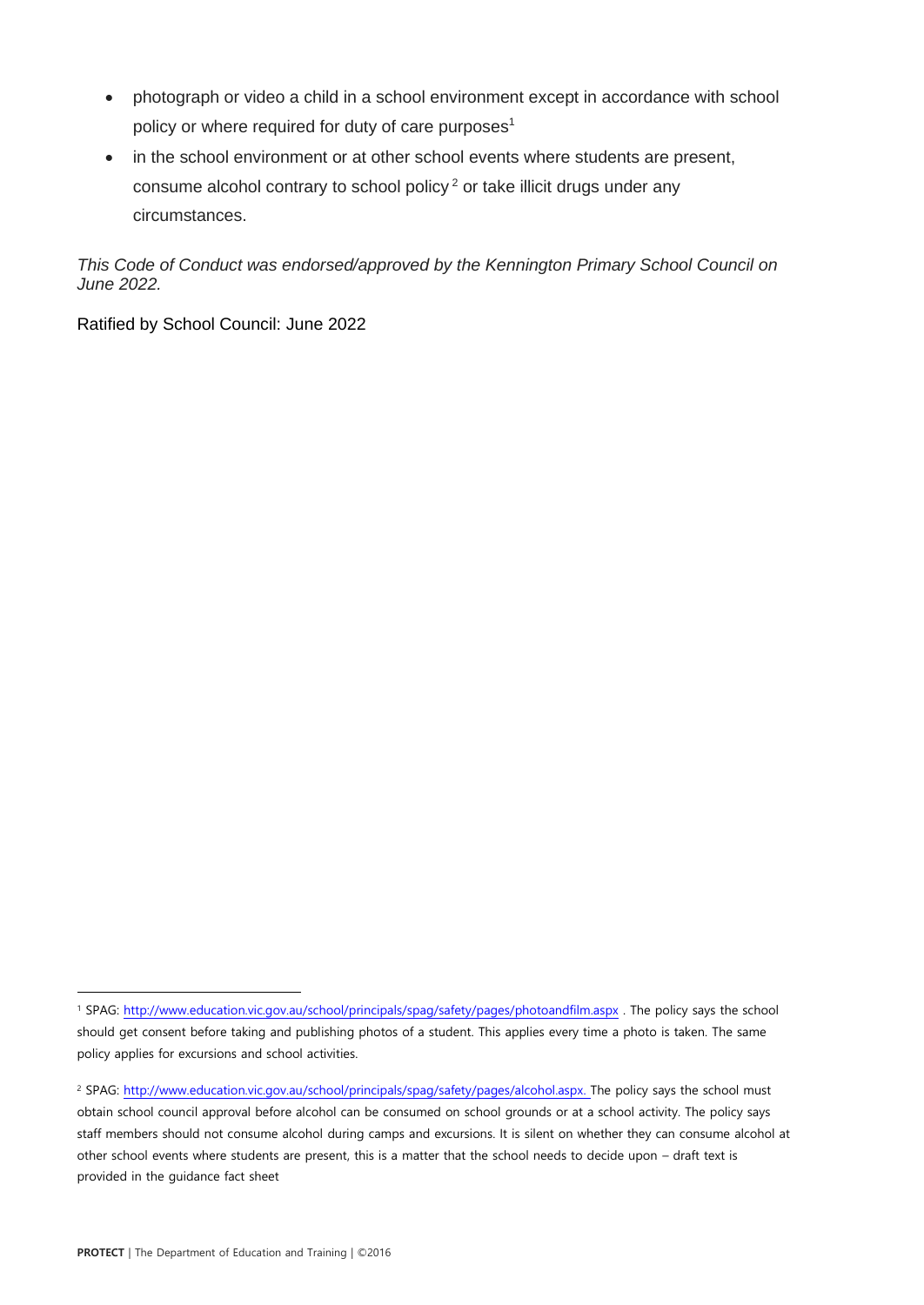- photograph or video a child in a school environment except in accordance with school policy or where required for duty of care purposes[1]
- in the school environment or at other school events where students are present, consume alcohol contrary to school policy [2] or take illicit drugs under any circumstances.

*This Code of Conduct was endorsed/approved by the Kennington Primary School Council on June 2022.*

Ratified by School Council: June 2022

---

[1] SPAG: http://www.education.vic.gov.au/school/principals/spag/safety/pages/photoandfilm.aspx . The policy says the school should get consent before taking and publishing photos of a student. This applies every time a photo is taken. The same policy applies for excursions and school activities.

[2] SPAG: http://www.education.vic.gov.au/school/principals/spag/safety/pages/alcohol.aspx. The policy says the school must obtain school council approval before alcohol can be consumed on school grounds or at a school activity. The policy says staff members should not consume alcohol during camps and excursions. It is silent on whether they can consume alcohol at other school events where students are present, this is a matter that the school needs to decide upon – draft text is provided in the guidance fact sheet